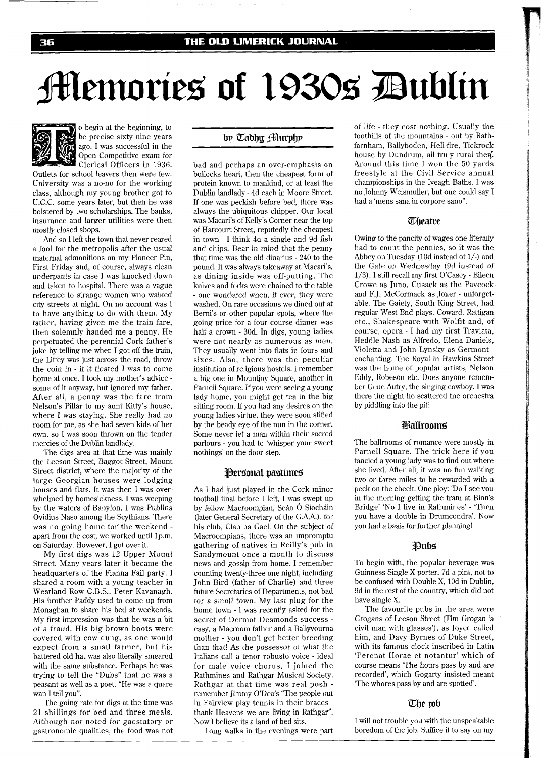# Memories of 1930s Dublin

by Tadhg Murphy

To begin at the beginning, to be precise sixty nine years ago, I was successful in the Open Competitive exam for Clerical Officers in 1936. Outlets for school leavers then were few. University was a no-no for the working class, although my young brother got to U.C.C. some years later, but then he was bolstered by two scholarships. The banks, insurance and larger utilities were then mostly closed shops.

And so I left the town that never reared a fool for the metropolis after the usual maternal admonitions on my Pioneer Pin, First Friday and, of course, always clean underpants in case I was knocked down and taken to hospital. There was a vague reference to strange women who walked city streets at night. On no account was I to have anything to do with them. My father, having given me the train fare, then solemnly handed me a penny. He perpetuated the perennial Cork father's joke by telling me when I got off the train, the Liffey was just across the road, throw the coin in - if it floated I was to come home at once. I took my mother's advice - some of it anyway, but ignored my father. After all, a penny was the fare from Nelson's Pillar to my aunt Kitty's house, where I was staying. She really had no room for me, as she had seven kids of her own, so I was soon thrown on the tender mercies of the Dublin landlady.

The digs area at that time was mainly the Leeson Street, Baggot Street, Mount Street district, where the majority of the large Georgian houses were lodging houses and flats. It was then I was overwhelmed by homesickness. I was weeping by the waters of Babylon, I was Publina Ovidius Naso among the Scythians. There was no going home for the weekend - apart from the cost, we worked until 1p.m. on Saturday. However, I got over it.

My first digs was 12 Upper Mount Street. Many years later it became the headquarters of the Fianna Fáil party. I shared a room with a young teacher in Westland Row C.B.S., Peter Kavanagh. His brother Paddy used to come up from Monaghan to share his bed at weekends. My first impression was that he was a bit of a fraud. His big brown boots were covered with cow dung, as one would expect from a small farmer, but his battered old hat was also literally smeared with the same substance. Perhaps he was trying to tell the "Dubs" that he was a peasant as well as a poet. "He was a quare wan I tell you".

The going rate for digs at the time was 21 shillings for bed and three meals. Although not noted for gaestatory or gastronomic qualities, the food was not bad and perhaps an over-emphasis on bullocks heart, then the cheapest form of protein known to mankind, or at least the Dublin landlady - 4d each in Moore Street. If one was peckish before bed, there was always the ubiquitous chipper. Our local was Macari's of Kelly's Corner near the top of Harcourt Street, reputedly the cheapest in town - I think 4d a single and 9d fish and chips. Bear in mind that the penny that time was the old dinarius - 240 to the pound. It was always takeaway at Macari's, as dining inside was off-putting. The knives and forks were chained to the table - one wondered when, if ever, they were washed. On rare occasions we dined out at Berni's or other popular spots, where the going price for a four course dinner was half a crown - 30d. In digs, young ladies were not nearly as numerous as men. They usually went into flats in fours and sixes. Also, there was the peculiar institution of religious hostels. I remember a big one in Mountjoy Square, another in Parnell Square. If you were seeing a young lady home, you might get tea in the big sitting room. If you had any desires on the young ladies virtue, they were soon stifled by the beady eye of the nun in the corner. Some never let a man within their sacred parlours - you had to 'whisper your sweet nothings' on the door step.

## Personal pastimes

As I had just played in the Cork minor football final before I left, I was swept up by fellow Macroompian, Seán Ó Siocháin (later General Secretary of the G.A.A.), for his club, Clan na Gael. On the subject of Macroompians, there was an impromptu gathering of natives in Reilly's pub in Sandymount once a month to discuss news and gossip from home. I remember counting twenty-three one night, including John Bird (father of Charlie) and three future Secretaries of Departments, not bad for a small town. My last plug for the home town - I was recently asked for the secret of Dermot Desmonds success - easy, a Macroom father and a Ballyvourna mother - you don't get better breeding than that! As the possessor of what the Italians call a tenor robusto voice - ideal for male voice chorus, I joined the Rathmines and Rathgar Musical Society. Rathgar at that time was real posh - remember Jimmy O'Dea's "The people out in Fairview play tennis in their braces - thank Heavens we are living in Rathgar". Now I believe its a land of bed-sits.

Long walks in the evenings were part of life - they cost nothing. Usually the foothills of the mountains - out by Rathfarnham, Ballyboden, Hell-fire, Tickrock house by Dundrum, all truly rural then. Around this time I won the 50 yards freestyle at the Civil Service annual championships in the Iveagh Baths. I was no Johnny Weismuller, but one could say I had a 'mens sana in corpore sano".

## Theatre

Owing to the pancity of wages one literally had to count the pennies, so it was the Abbey on Tuesday (10d instead of 1/-) and the Gate on Wednesday (9d instead of 1/3). I still recall my first O'Casey - Eileen Crowe as Juno, Cusack as the Paycock and F.J. McCormack as Joxer - unforgettable. The Gaiety, South King Street, had regular West End plays, Coward, Rattigan etc., Shakespeare with Wolfit and, of course, opera - I had my first Traviata, Heddle Nash as Alfredo, Elena Daniels, Violetta and John Lynsky as Germont - enchanting. The Royal in Hawkins Street was the home of popular artists, Nelson Eddy, Robeson etc. Does anyone remember Gene Autry, the singing cowboy. I was there the night he scattered the orchestra by piddling into the pit!

## Ballrooms

The ballrooms of romance were mostly in Parnell Square. The trick here if you fancied a young lady was to find out where she lived. After all, it was no fun walking two or three miles to be rewarded with a peck on the cheek. One ploy: 'Do I see you in the morning getting the tram at Binn's Bridge' 'No I live in Rathmines' - 'Then you have a double in Drumcondra'. Now you had a basis for further planning!

## Pubs

To begin with, the popular beverage was Guinness Single X porter, 7d a pint, not to be confused with Double X, 10d in Dublin, 9d in the rest of the country, which did not have single X.

The favourite pubs in the area were Grogans of Leeson Street (Tim Grogan 'a civil man with glasses'), as Joyce called him, and Davy Byrnes of Duke Street, with its famous clock inscribed in Latin 'Perenat Horae et notantur' which of course means 'The hours pass by and are recorded', which Gogarty insisted meant 'The whores pass by and are spotted'.

## The job

I will not trouble you with the unspeakable boredom of the job. Suffice it to say on my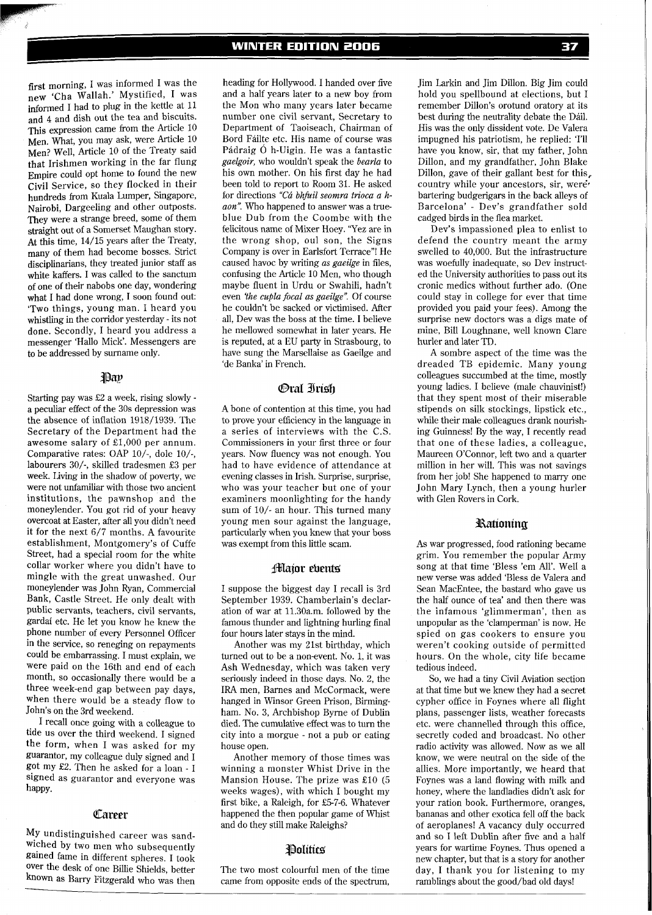first morning, I was informed I was the new 'Cha Wallah.' Mystified, I was informed I had to plug in the kettle at 11 and 4 and dish out the tea and biscuits. This expression came from the Article 10 Men. What, you may ask, were Article 10 Men? Well, Article 10 of the Treaty said that Irishmen working in the far flung Empire could opt home to found the new Civil Service, so they flocked in their hundreds from Kuala Lumper, Singapore, Nairobi, Dargeeling and other outposts. They were a strange breed, some of them straight out of a Somerset Maughan story. At this time, 14/15 years after the Treaty, many of them had become bosses. Strict disciplinarians, they treated junior staff as white kaffers. I was called to the sanctum of one of their nabobs one day, wondering what I had done wrong, I soon found out: 'Two things, young man. I heard you whistling in the corridor yesterday - its not done. Secondly, I heard you address a messenger 'Hallo Mick'. Messengers are to be addressed by surname only.

## Pay

Starting pay was £2 a week, rising slowly - a peculiar effect of the 30s depression was the absence of inflation 1918/1939. The Secretary of the Department had the awesome salary of £1,000 per annum. Comparative rates: OAP 10/-, dole 10/-, labourers 30/-, skilled tradesmen £3 per week. Living in the shadow of poverty, we were not unfamiliar with those two ancient institutions, the pawnshop and the moneylender. You got rid of your heavy overcoat at Easter, after all you didn't need it for the next 6/7 months. A favourite establishment, Montgomery's of Cuffe Street, had a special room for the white collar worker where you didn't have to mingle with the great unwashed. Our moneylender was John Ryan, Commercial Bank, Castle Street. He only dealt with public servants, teachers, civil servants, gardaí etc. He let you know he knew the phone number of every Personnel Officer in the service, so reneging on repayments could be embarrassing. I must explain, we were paid on the 16th and end of each month, so occasionally there would be a three week-end gap between pay days, when there would be a steady flow to John's on the 3rd weekend.

I recall once going with a colleague to tide us over the third weekend. I signed the form, when I was asked for my guarantor, my colleague duly signed and I got my £2. Then he asked for a loan - I signed as guarantor and everyone was happy.

## Career

My undistinguished career was sandwiched by two men who subsequently gained fame in different spheres. I took over the desk of one Billie Shields, better known as Barry Fitzgerald who was then heading for Hollywood. I handed over five and a half years later to a new boy from the Mon who many years later became number one civil servant, Secretary to Department of Taoiseach, Chairman of Bord Fáilte etc. His name of course was Pádraig Ó h-Uigin. He was a fantastic *gaelgoir*, who wouldn't speak the *bearla* to his own mother. On his first day he had been told to report to Room 31. He asked for directions *"Cá bhfuil seomra trioca a h-aon"*. Who happened to answer was a true-blue Dub from the Coombe with the felicitous name of Mixer Hoey. "Yez are in the wrong shop, oul son, the Signs Company is over in Earlsfort Terrace"! He caused havoc by writing *as gaeilge* in files, confusing the Article 10 Men, who though maybe fluent in Urdu or Swahili, hadn't even *'the cupla focal as gaeilge"*. Of course he couldn't be sacked or victimised. After all, Dev was the boss at the time. I believe he mellowed somewhat in later years. He is reputed, at a EU party in Strasbourg, to have sung the Marsellaise as Gaeilge and 'de Banka' in French.

## Oral Irish

A bone of contention at this time, you had to prove your efficiency in the language in a series of interviews with the C.S. Commissioners in your first three or four years. Now fluency was not enough. You had to have evidence of attendance at evening classes in Irish. Surprise, surprise, who was your teacher but one of your examiners moonlighting for the handy sum of 10/- an hour. This turned many young men sour against the language, particularly when you knew that your boss was exempt from this little scam.

## Major events

I suppose the biggest day I recall is 3rd September 1939. Chamberlain's declaration of war at 11.30a.m. followed by the famous thunder and lightning hurling final four hours later stays in the mind.

Another was my 21st birthday, which turned out to be a non-event. No. 1, it was Ash Wednesday, which was taken very seriously indeed in those days. No. 2, the IRA men, Barnes and McCormack, were hanged in Winsor Green Prison, Birmingham. No. 3, Archbishop Byrne of Dublin died. The cumulative effect was to turn the city into a morgue - not a pub or eating house open.

Another memory of those times was winning a monster Whist Drive in the Mansion House. The prize was £10 (5 weeks wages), with which I bought my first bike, a Raleigh, for £5-7-6. Whatever happened the then popular game of Whist and do they still make Raleighs?

## Politics

The two most colourful men of the time came from opposite ends of the spectrum, Jim Larkin and Jim Dillon. Big Jim could hold you spellbound at elections, but I remember Dillon's orotund oratory at its best during the neutrality debate the Dáil. His was the only dissident vote. De Valera impugned his patriotism, he replied: 'I'll have you know, sir, that my father, John Dillon, and my grandfather, John Blake Dillon, gave of their gallant best for this country while your ancestors, sir, were bartering budgerigars in the back alleys of Barcelona' - Dev's grandfather sold cadged birds in the flea market.

Dev's impassioned plea to enlist to defend the country meant the army swelled to 40,000. But the infrastructure was woefully inadequate, so Dev instructed the University authorities to pass out its cronic medics without further ado. (One could stay in college for ever that time provided you paid your fees). Among the surprise new doctors was a digs mate of mine, Bill Loughnane, well known Clare hurler and later TD.

A sombre aspect of the time was the dreaded TB epidemic. Many young colleagues succumbed at the time, mostly young ladies. I believe (male chauvinist!) that they spent most of their miserable stipends on silk stockings, lipstick etc., while their male colleagues drank nourishing Guinness! By the way, I recently read that one of these ladies, a colleague, Maureen O'Connor, left two and a quarter million in her will. This was not savings from her job! She happened to marry one John Mary Lynch, then a young hurler with Glen Rovers in Cork.

## Rationing

As war progressed, food rationing became grim. You remember the popular Army song at that time 'Bless 'em All'. Well a new verse was added 'Bless de Valera and Sean MacEntee, the bastard who gave us the half ounce of tea' and then there was the infamous 'glimmerman', then as unpopular as the 'clamperman' is now. He spied on gas cookers to ensure you weren't cooking outside of permitted hours. On the whole, city life became tedious indeed.

So, we had a tiny Civil Aviation section at that time but we knew they had a secret cypher office in Foynes where all flight plans, passenger lists, weather forecasts etc. were channelled through this office, secretly coded and broadcast. No other radio activity was allowed. Now as we all know, we were neutral on the side of the allies. More importantly, we heard that Foynes was a land flowing with milk and honey, where the landladies didn't ask for your ration book. Furthermore, oranges, bananas and other exotica fell off the back of aeroplanes! A vacancy duly occurred and so I left Dublin after five and a half years for wartime Foynes. Thus opened a new chapter, but that is a story for another day, I thank you for listening to my ramblings about the good/bad old days!